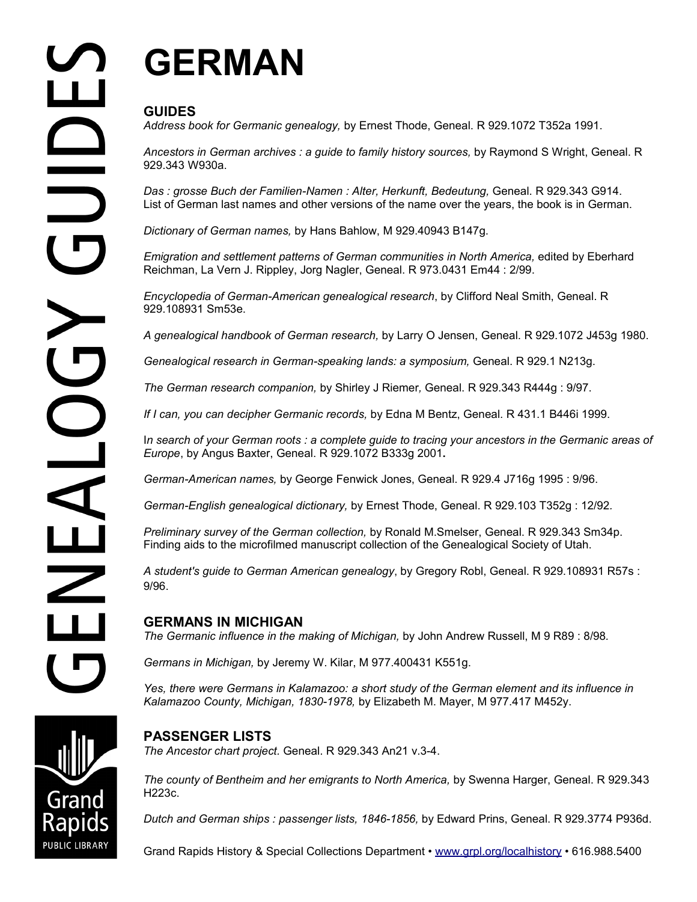# GERMAN

## GUIDES

*Address book for Germanic genealogy,* by Ernest Thode, Geneal. R 929.1072 T352a 1991.

*Ancestors in German archives : a guide to family history sources,* by Raymond S Wright, Geneal. R 929.343 W930a.

*Das : grosse Buch der Familien-Namen : Alter, Herkunft, Bedeutung,* Geneal. R 929.343 G914. List of German last names and other versions of the name over the years, the book is in German.

*Dictionary of German names,* by Hans Bahlow, M 929.40943 B147g.

*Emigration and settlement patterns of German communities in North America,* edited by Eberhard Reichman, La Vern J. Rippley, Jorg Nagler, Geneal. R 973.0431 Em44 : 2/99.

*Encyclopedia of German-American genealogical research*, by Clifford Neal Smith, Geneal. R 929.108931 Sm53e.

*A genealogical handbook of German research,* by Larry O Jensen, Geneal. R 929.1072 J453g 1980.

*Genealogical research in German-speaking lands: a symposium,* Geneal. R 929.1 N213g.

*The German research companion,* by Shirley J Riemer, Geneal. R 929.343 R444g : 9/97.

*If I can, you can decipher Germanic records,* by Edna M Bentz, Geneal. R 431.1 B446i 1999.

*In search of your German roots : a complete guide to tracing your ancestors in the Germanic areas of Europe*, by Angus Baxter, Geneal. R 929.1072 B333g 2001**.**

*German-American names,* by George Fenwick Jones, Geneal. R 929.4 J716g 1995 : 9/96.

*German-English genealogical dictionary,* by Ernest Thode, Geneal. R 929.103 T352g : 12/92.

*Preliminary survey of the German collection,* by Ronald M.Smelser, Geneal. R 929.343 Sm34p. Finding aids to the microfilmed manuscript collection of the Genealogical Society of Utah.

*A student's guide to German American genealogy*, by Gregory Robl, Geneal. R 929.108931 R57s : 9/96.

## GERMANS IN MICHIGAN

*The Germanic influence in the making of Michigan,* by John Andrew Russell, M 9 R89 : 8/98.

*Germans in Michigan,* by Jeremy W. Kilar, M 977.400431 K551g.

*Yes, there were Germans in Kalamazoo: a short study of the German element and its influence in Kalamazoo County, Michigan, 1830-1978,* by Elizabeth M. Mayer, M 977.417 M452y.

## PASSENGER LISTS

*The Ancestor chart project.* Geneal. R 929.343 An21 v.3-4.

*The county of Bentheim and her emigrants to North America,* by Swenna Harger, Geneal. R 929.343 H223c.

*Dutch and German ships : passenger lists, 1846-1856,* by Edward Prins, Geneal. R 929.3774 P936d.

Grand Rapids History & Special Collections Department • www.grpl.org/localhistory • 616.988.5400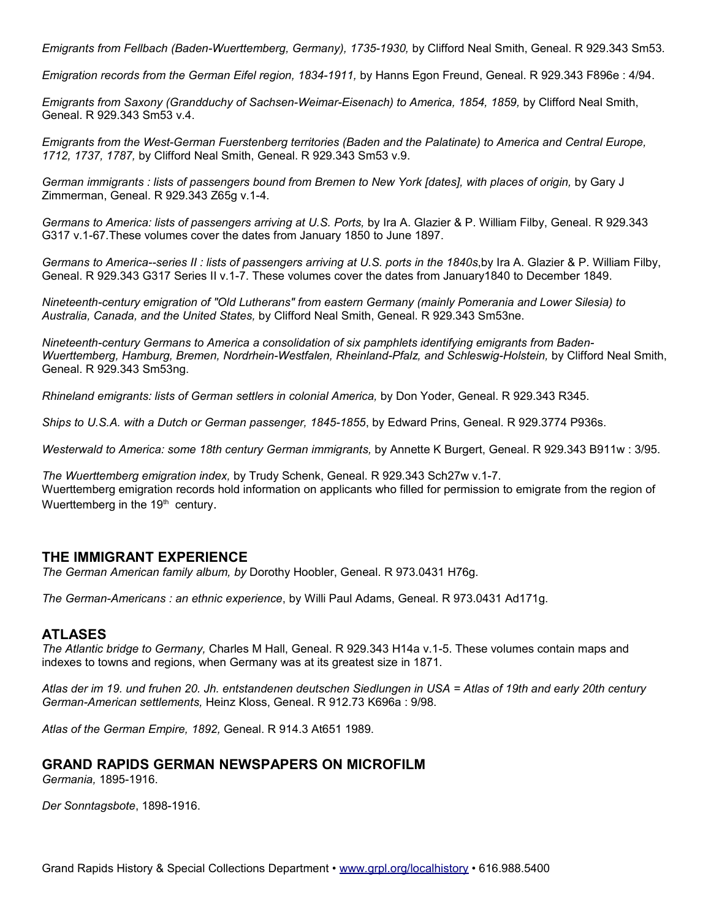*Emigrants from Fellbach (Baden-Wuerttemberg, Germany), 1735-1930,* by Clifford Neal Smith, Geneal. R 929.343 Sm53.

*Emigration records from the German Eifel region, 1834-1911,* by Hanns Egon Freund, Geneal. R 929.343 F896e : 4/94.

*Emigrants from Saxony (Grandduchy of Sachsen-Weimar-Eisenach) to America, 1854, 1859,* by Clifford Neal Smith, Geneal. R 929.343 Sm53 v.4.

*Emigrants from the West-German Fuerstenberg territories (Baden and the Palatinate) to America and Central Europe, 1712, 1737, 1787,* by Clifford Neal Smith, Geneal. R 929.343 Sm53 v.9.

*German immigrants : lists of passengers bound from Bremen to New York [dates], with places of origin,* by Gary J Zimmerman, Geneal. R 929.343 Z65g v.1-4.

*Germans to America: lists of passengers arriving at U.S. Ports,* by Ira A. Glazier & P. William Filby, Geneal. R 929.343 G317 v.1-67.These volumes cover the dates from January 1850 to June 1897.

*Germans to America--series II : lists of passengers arriving at U.S. ports in the 1840s*,by Ira A. Glazier & P. William Filby, Geneal. R 929.343 G317 Series II v.1-7. These volumes cover the dates from January1840 to December 1849.

*Nineteenth-century emigration of "Old Lutherans" from eastern Germany (mainly Pomerania and Lower Silesia) to Australia, Canada, and the United States,* by Clifford Neal Smith, Geneal. R 929.343 Sm53ne.

*Nineteenth-century Germans to America a consolidation of six pamphlets identifying emigrants from Baden-Wuerttemberg, Hamburg, Bremen, Nordrhein-Westfalen, Rheinland-Pfalz, and Schleswig-Holstein,* by Clifford Neal Smith, Geneal. R 929.343 Sm53ng.

*Rhineland emigrants: lists of German settlers in colonial America,* by Don Yoder, Geneal. R 929.343 R345.

*Ships to U.S.A. with a Dutch or German passenger, 1845-1855*, by Edward Prins, Geneal. R 929.3774 P936s.

*Westerwald to America: some 18th century German immigrants,* by Annette K Burgert, Geneal. R 929.343 B911w : 3/95.

*The Wuerttemberg emigration index,* by Trudy Schenk, Geneal. R 929.343 Sch27w v.1-7.
Wuerttemberg emigration records hold information on applicants who filled for permission to emigrate from the region of Wuerttemberg in the 19th century.

## THE IMMIGRANT EXPERIENCE

*The German American family album, by* Dorothy Hoobler, Geneal. R 973.0431 H76g.

*The German-Americans : an ethnic experience*, by Willi Paul Adams, Geneal. R 973.0431 Ad171g.

## ATLASES

*The Atlantic bridge to Germany,* Charles M Hall, Geneal. R 929.343 H14a v.1-5. These volumes contain maps and indexes to towns and regions, when Germany was at its greatest size in 1871.

*Atlas der im 19. und fruhen 20. Jh. entstandenen deutschen Siedlungen in USA = Atlas of 19th and early 20th century German-American settlements,* Heinz Kloss, Geneal. R 912.73 K696a : 9/98.

*Atlas of the German Empire, 1892,* Geneal. R 914.3 At651 1989.

## GRAND RAPIDS GERMAN NEWSPAPERS ON MICROFILM

*Germania,* 1895-1916.

*Der Sonntagsbote*, 1898-1916.

Grand Rapids History & Special Collections Department • www.grpl.org/localhistory • 616.988.5400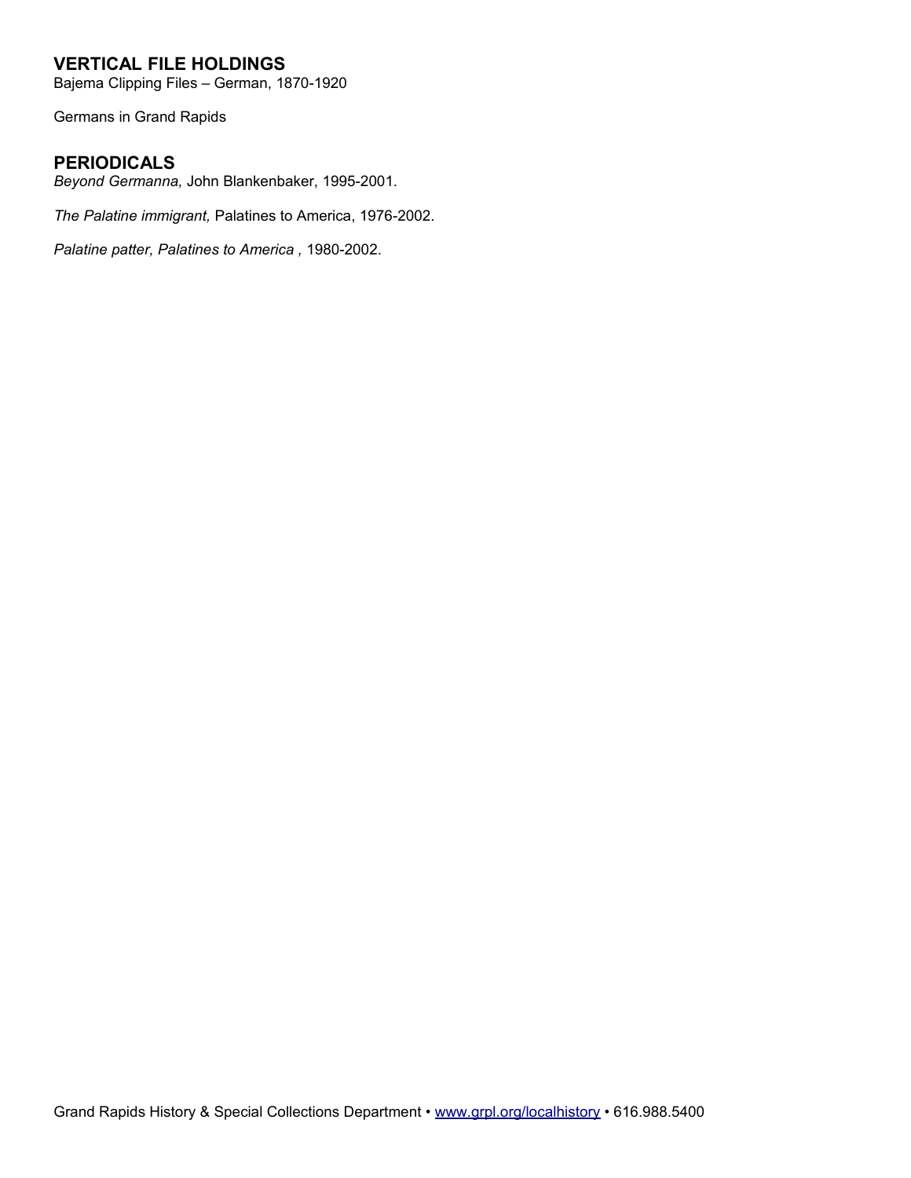## VERTICAL FILE HOLDINGS

Bajema Clipping Files – German, 1870-1920

Germans in Grand Rapids

## PERIODICALS

*Beyond Germanna,* John Blankenbaker, 1995-2001.

*The Palatine immigrant,* Palatines to America, 1976-2002.

*Palatine patter, Palatines to America ,* 1980-2002.